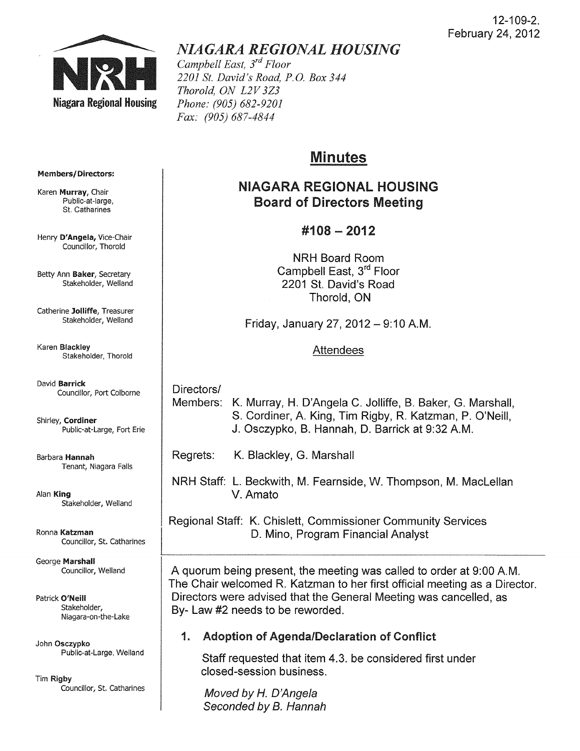12-109-2.
February 24, 2012

Niagara Regional Housing

# *NIAGARA REGIONAL HOUSING*

*Campbell East, 3rd Floor*
*2201 St. David's Road, P.O. Box 344*
*Thorold, ON L2V 3Z3*
*Phone: (905) 682-9201*
*Fax: (905) 687-4844*

**Members/Directors:**

Karen **Murray**, Chair
Public-at-large, St. Catharines

Henry **D'Angela,** Vice-Chair
Councillor, Thorold

Betty Ann **Baker**, Secretary
Stakeholder, Welland

Catherine **Jolliffe**, Treasurer
Stakeholder, Welland

Karen **Blackley**
Stakeholder, Thorold

David **Barrick**
Councillor, Port Colborne

Shirley, **Cordiner**
Public-at-Large, Fort Erie

Barbara **Hannah**
Tenant, Niagara Falls

Alan **King**
Stakeholder, Welland

Ronna **Katzman**
Councillor, St. Catharines

George **Marshall**
Councillor, Welland

Patrick **O'Neill**
Stakeholder, Niagara-on-the-Lake

John **Osczypko**
Public-at-Large, Welland

Tim **Rigby**
Councillor, St. Catharines

## Minutes

## NIAGARA REGIONAL HOUSING
## Board of Directors Meeting

## #108 – 2012

NRH Board Room
Campbell East, 3rd Floor
2201 St. David's Road
Thorold, ON

Friday, January 27, 2012 – 9:10 A.M.

Attendees

Directors/
Members: K. Murray, H. D'Angela C. Jolliffe, B. Baker, G. Marshall, S. Cordiner, A. King, Tim Rigby, R. Katzman, P. O'Neill, J. Osczypko, B. Hannah, D. Barrick at 9:32 A.M.

Regrets: K. Blackley, G. Marshall

NRH Staff: L. Beckwith, M. Fearnside, W. Thompson, M. MacLellan V. Amato

Regional Staff: K. Chislett, Commissioner Community Services
D. Mino, Program Financial Analyst

---

A quorum being present, the meeting was called to order at 9:00 A.M. The Chair welcomed R. Katzman to her first official meeting as a Director. Directors were advised that the General Meeting was cancelled, as By- Law #2 needs to be reworded.

### 1. Adoption of Agenda/Declaration of Conflict

Staff requested that item 4.3. be considered first under closed-session business.

*Moved by H. D'Angela*
*Seconded by B. Hannah*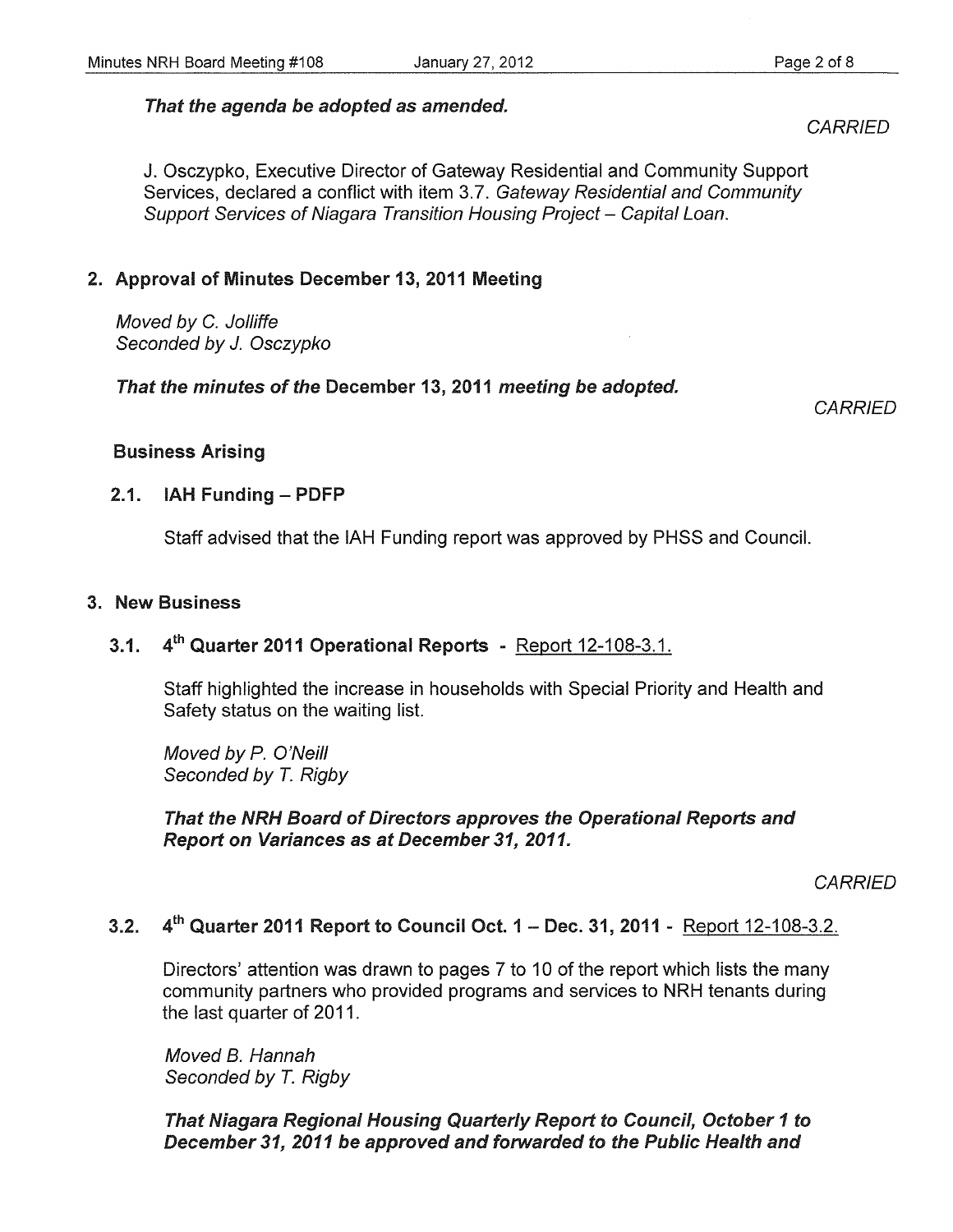***That the agenda be adopted as amended.***

*CARRIED*

J. Osczypko, Executive Director of Gateway Residential and Community Support Services, declared a conflict with item 3.7. *Gateway Residential and Community Support Services of Niagara Transition Housing Project – Capital Loan.*

## 2. Approval of Minutes December 13, 2011 Meeting

*Moved by C. Jolliffe*
*Seconded by J. Osczypko*

***That the minutes of the* December 13, 2011 *meeting be adopted.***

*CARRIED*

### Business Arising

#### 2.1. IAH Funding – PDFP

Staff advised that the IAH Funding report was approved by PHSS and Council.

## 3. New Business

#### 3.1. 4th Quarter 2011 Operational Reports - Report 12-108-3.1.

Staff highlighted the increase in households with Special Priority and Health and Safety status on the waiting list.

*Moved by P. O'Neill*
*Seconded by T. Rigby*

***That the NRH Board of Directors approves the Operational Reports and Report on Variances as at December 31, 2011.***

*CARRIED*

#### 3.2. 4th Quarter 2011 Report to Council Oct. 1 – Dec. 31, 2011 - Report 12-108-3.2.

Directors' attention was drawn to pages 7 to 10 of the report which lists the many community partners who provided programs and services to NRH tenants during the last quarter of 2011.

*Moved B. Hannah*
*Seconded by T. Rigby*

***That Niagara Regional Housing Quarterly Report to Council, October 1 to December 31, 2011 be approved and forwarded to the Public Health and***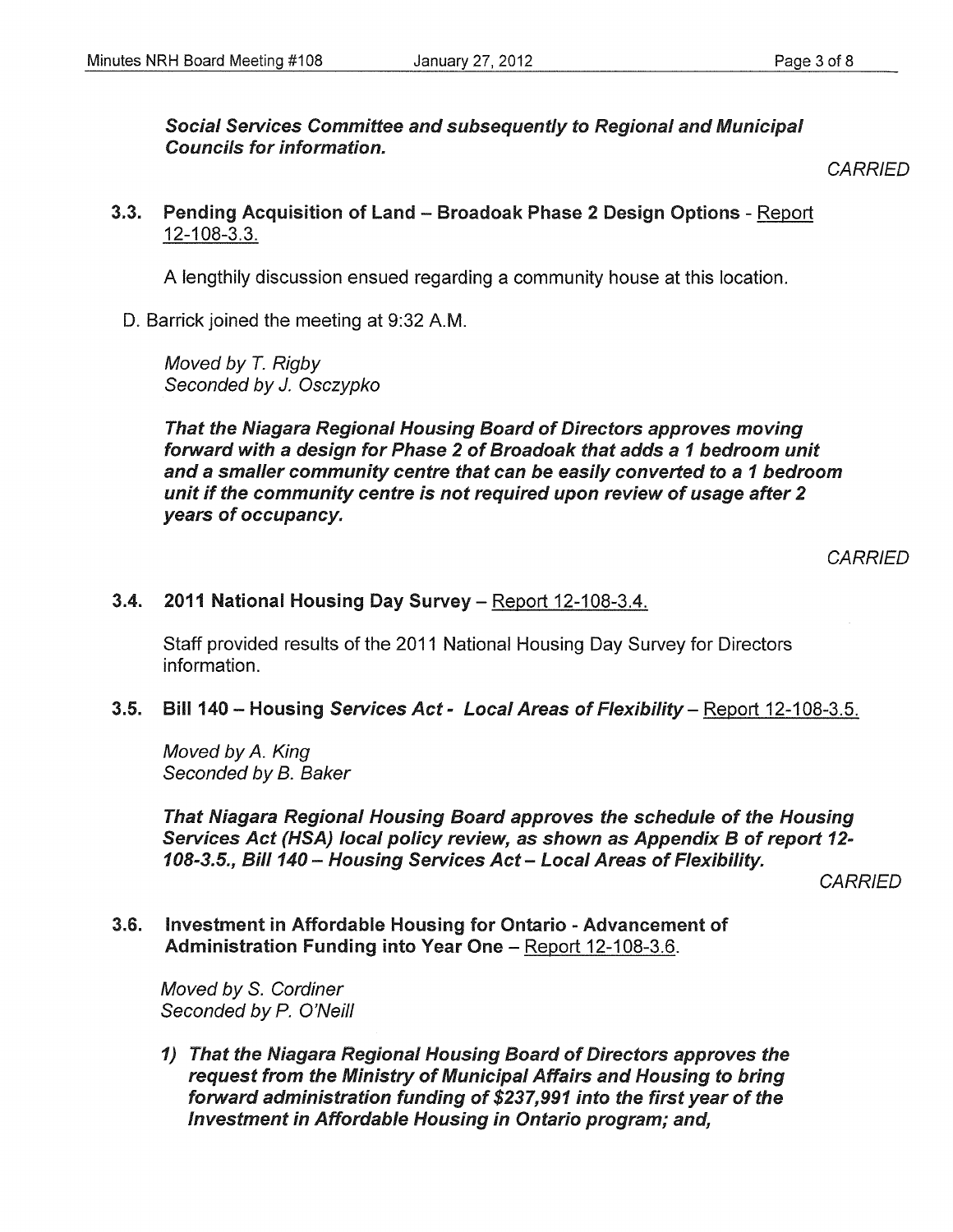***Social Services Committee and subsequently to Regional and Municipal Councils for information.***

*CARRIED*

**3.3. Pending Acquisition of Land – Broadoak Phase 2 Design Options** - Report 12-108-3.3.

A lengthily discussion ensued regarding a community house at this location.

D. Barrick joined the meeting at 9:32 A.M.

*Moved by T. Rigby*
*Seconded by J. Osczypko*

***That the Niagara Regional Housing Board of Directors approves moving forward with a design for Phase 2 of Broadoak that adds a 1 bedroom unit and a smaller community centre that can be easily converted to a 1 bedroom unit if the community centre is not required upon review of usage after 2 years of occupancy.***

*CARRIED*

**3.4. 2011 National Housing Day Survey** – Report 12-108-3.4.

Staff provided results of the 2011 National Housing Day Survey for Directors information.

**3.5. Bill 140 – Housing *Services Act - Local Areas of Flexibility*** – Report 12-108-3.5.

*Moved by A. King*
*Seconded by B. Baker*

***That Niagara Regional Housing Board approves the schedule of the Housing Services Act (HSA) local policy review, as shown as Appendix B of report 12-108-3.5., Bill 140 – Housing Services Act – Local Areas of Flexibility.***

*CARRIED*

**3.6. Investment in Affordable Housing for Ontario - Advancement of Administration Funding into Year One** – Report 12-108-3.6.

*Moved by S. Cordiner*
*Seconded by P. O'Neill*

***1) That the Niagara Regional Housing Board of Directors approves the request from the Ministry of Municipal Affairs and Housing to bring forward administration funding of $237,991 into the first year of the Investment in Affordable Housing in Ontario program; and,***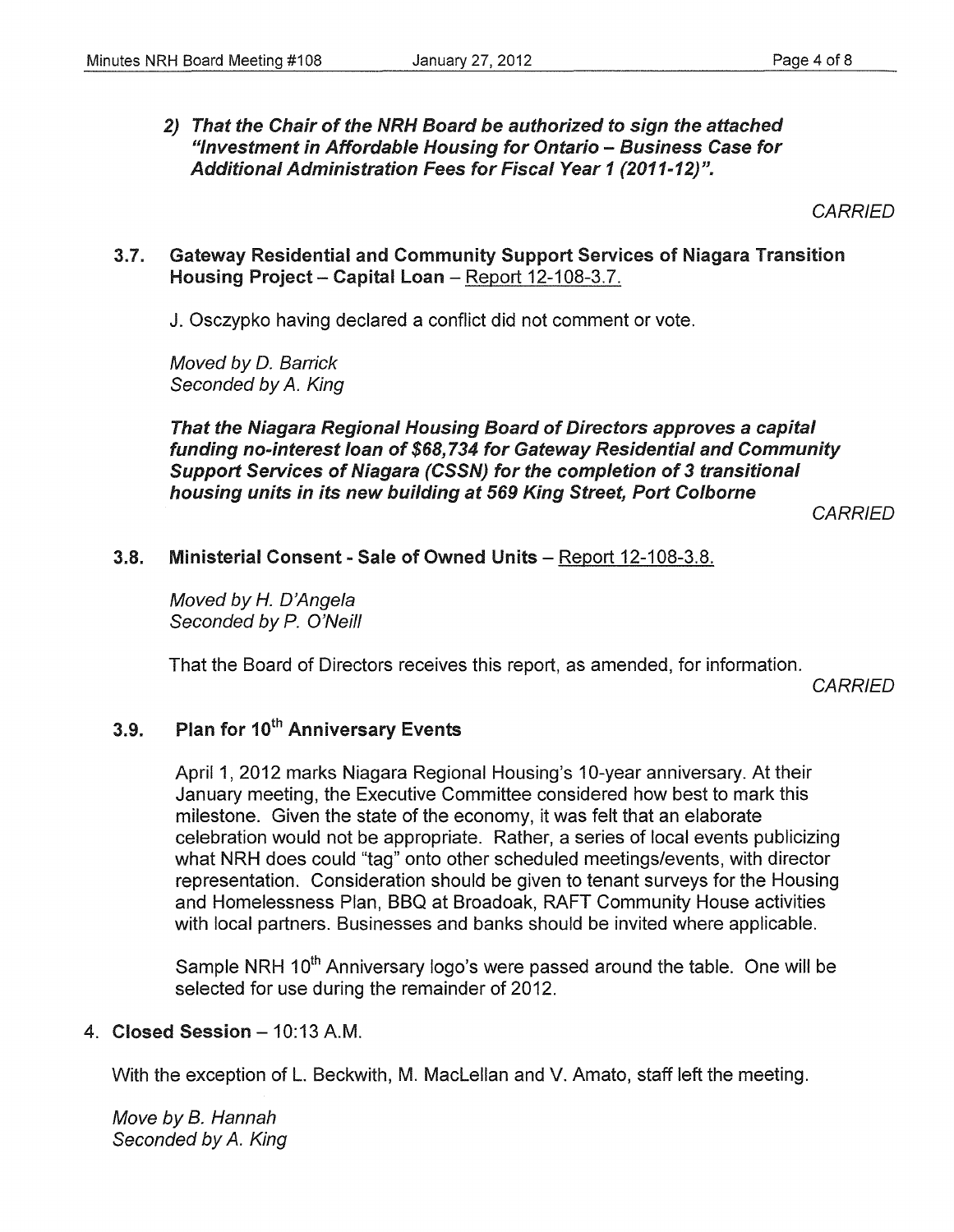*2) That the Chair of the NRH Board be authorized to sign the attached "Investment in Affordable Housing for Ontario – Business Case for Additional Administration Fees for Fiscal Year 1 (2011-12)".*

*CARRIED*

### 3.7. Gateway Residential and Community Support Services of Niagara Transition Housing Project – Capital Loan – Report 12-108-3.7.

J. Osczypko having declared a conflict did not comment or vote.

*Moved by D. Barrick*
*Seconded by A. King*

***That the Niagara Regional Housing Board of Directors approves a capital funding no-interest loan of $68,734 for Gateway Residential and Community Support Services of Niagara (CSSN) for the completion of 3 transitional housing units in its new building at 569 King Street, Port Colborne***

*CARRIED*

### 3.8. Ministerial Consent - Sale of Owned Units – Report 12-108-3.8.

*Moved by H. D'Angela*
*Seconded by P. O'Neill*

That the Board of Directors receives this report, as amended, for information.

*CARRIED*

### 3.9. Plan for 10th Anniversary Events

April 1, 2012 marks Niagara Regional Housing's 10-year anniversary. At their January meeting, the Executive Committee considered how best to mark this milestone. Given the state of the economy, it was felt that an elaborate celebration would not be appropriate. Rather, a series of local events publicizing what NRH does could "tag" onto other scheduled meetings/events, with director representation. Consideration should be given to tenant surveys for the Housing and Homelessness Plan, BBQ at Broadoak, RAFT Community House activities with local partners. Businesses and banks should be invited where applicable.

Sample NRH 10th Anniversary logo's were passed around the table. One will be selected for use during the remainder of 2012.

## 4. Closed Session – 10:13 A.M.

With the exception of L. Beckwith, M. MacLellan and V. Amato, staff left the meeting.

*Move by B. Hannah*
*Seconded by A. King*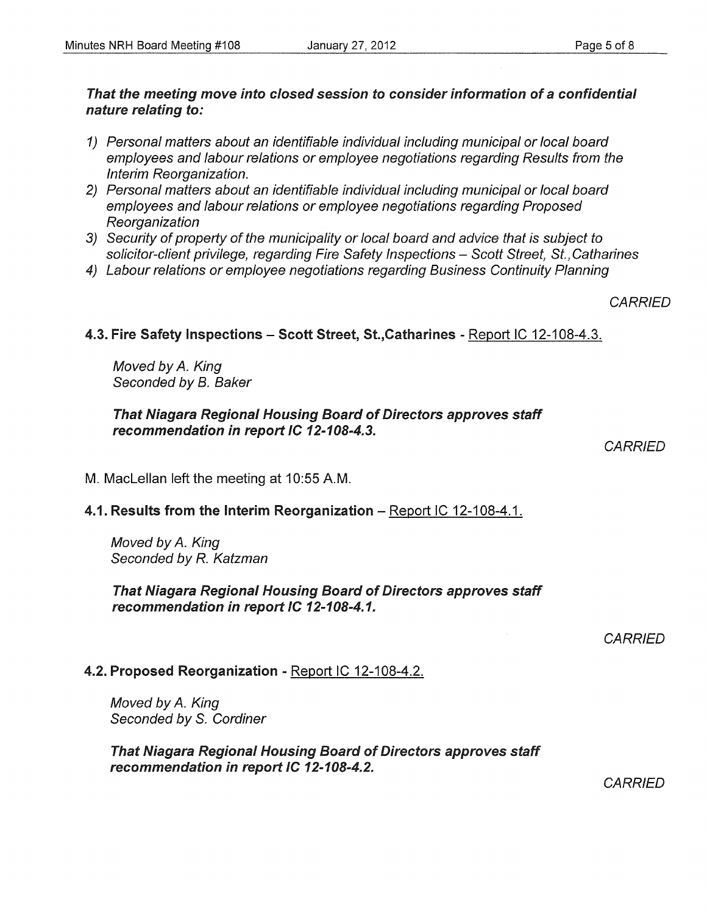***That the meeting move into closed session to consider information of a confidential nature relating to:***

1) *Personal matters about an identifiable individual including municipal or local board employees and labour relations or employee negotiations regarding Results from the Interim Reorganization.*
2) *Personal matters about an identifiable individual including municipal or local board employees and labour relations or employee negotiations regarding Proposed Reorganization*
3) *Security of property of the municipality or local board and advice that is subject to solicitor-client privilege, regarding Fire Safety Inspections – Scott Street, St.,Catharines*
4) *Labour relations or employee negotiations regarding Business Continuity Planning*

*CARRIED*

**4.3. Fire Safety Inspections – Scott Street, St.,Catharines** - Report IC 12-108-4.3.

*Moved by A. King*
*Seconded by B. Baker*

***That Niagara Regional Housing Board of Directors approves staff recommendation in report IC 12-108-4.3.***

*CARRIED*

M. MacLellan left the meeting at 10:55 A.M.

**4.1. Results from the Interim Reorganization** – Report IC 12-108-4.1.

*Moved by A. King*
*Seconded by R. Katzman*

***That Niagara Regional Housing Board of Directors approves staff recommendation in report IC 12-108-4.1.***

*CARRIED*

**4.2. Proposed Reorganization** - Report IC 12-108-4.2.

*Moved by A. King*
*Seconded by S. Cordiner*

***That Niagara Regional Housing Board of Directors approves staff recommendation in report IC 12-108-4.2.***

*CARRIED*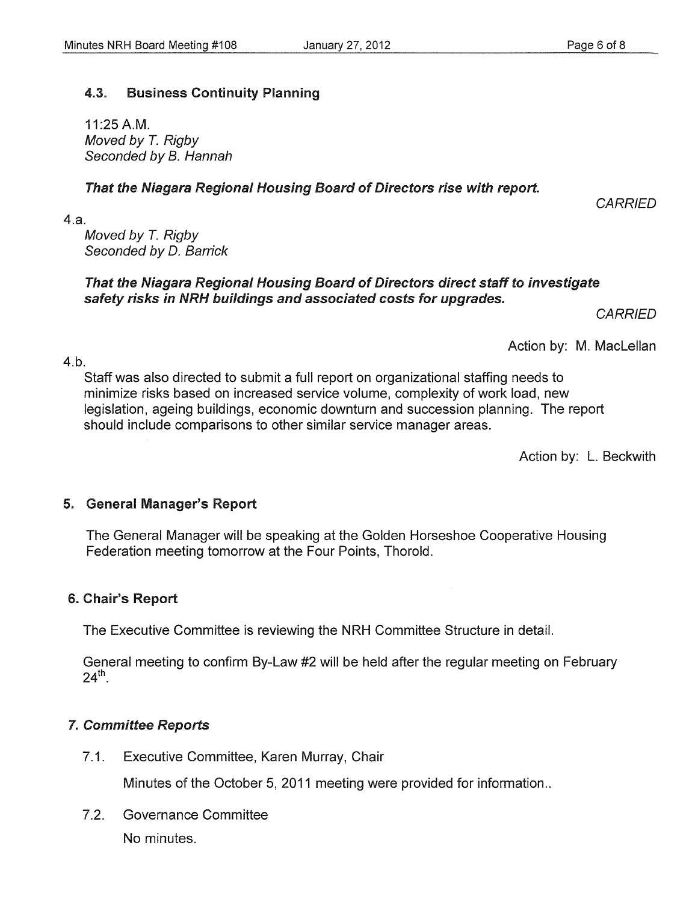### 4.3. Business Continuity Planning

11:25 A.M.
*Moved by T. Rigby*
*Seconded by B. Hannah*

***That the Niagara Regional Housing Board of Directors rise with report.***

*CARRIED*

4.a.
*Moved by T. Rigby*
*Seconded by D. Barrick*

***That the Niagara Regional Housing Board of Directors direct staff to investigate safety risks in NRH buildings and associated costs for upgrades.***

*CARRIED*

Action by: M. MacLellan

4.b.
Staff was also directed to submit a full report on organizational staffing needs to minimize risks based on increased service volume, complexity of work load, new legislation, ageing buildings, economic downturn and succession planning. The report should include comparisons to other similar service manager areas.

Action by: L. Beckwith

## 5. General Manager's Report

The General Manager will be speaking at the Golden Horseshoe Cooperative Housing Federation meeting tomorrow at the Four Points, Thorold.

## 6. Chair's Report

The Executive Committee is reviewing the NRH Committee Structure in detail.

General meeting to confirm By-Law #2 will be held after the regular meeting on February 24th.

## *7. Committee Reports*

7.1. Executive Committee, Karen Murray, Chair

Minutes of the October 5, 2011 meeting were provided for information..

7.2. Governance Committee

No minutes.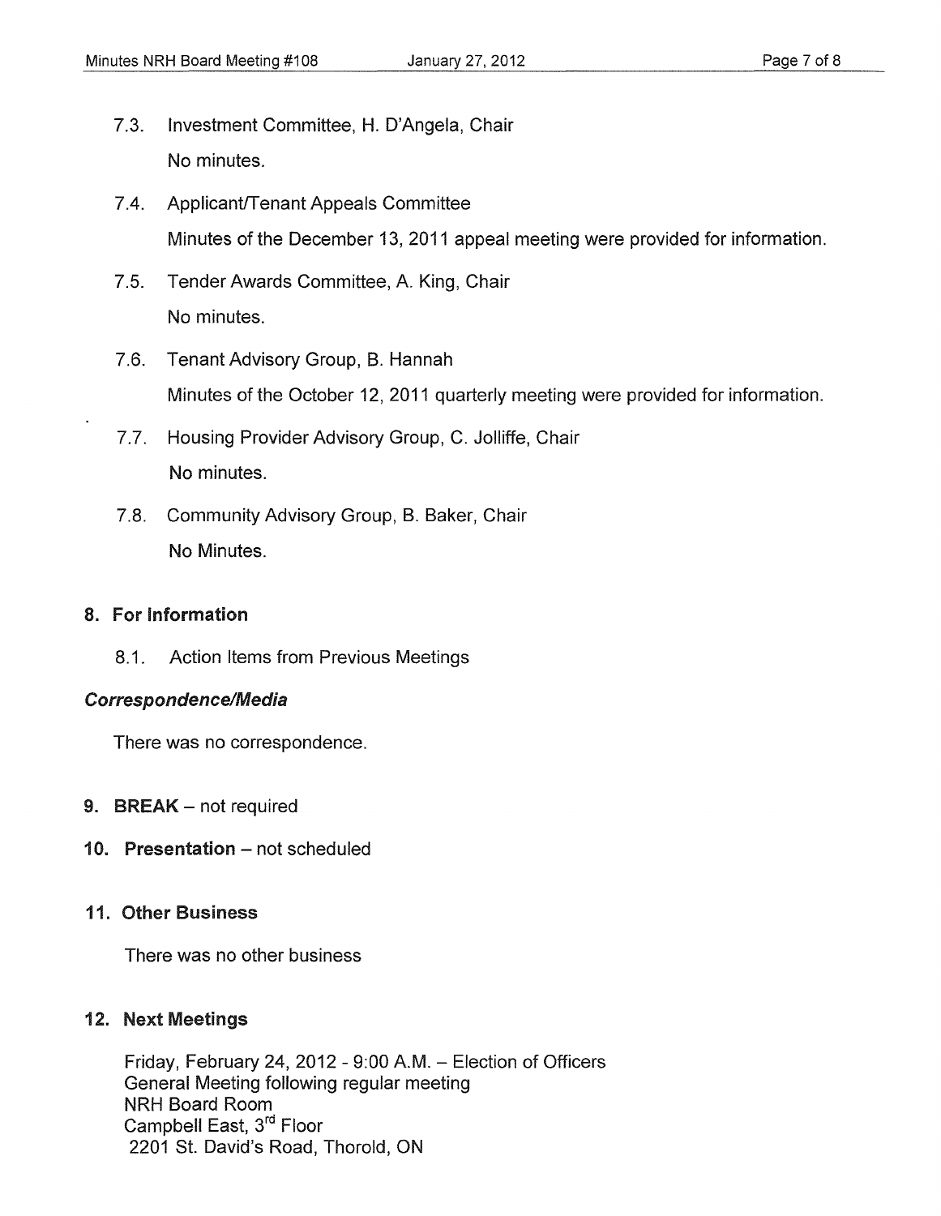7.3. Investment Committee, H. D'Angela, Chair

No minutes.

7.4. Applicant/Tenant Appeals Committee

Minutes of the December 13, 2011 appeal meeting were provided for information.

7.5. Tender Awards Committee, A. King, Chair

No minutes.

7.6. Tenant Advisory Group, B. Hannah

Minutes of the October 12, 2011 quarterly meeting were provided for information.

7.7. Housing Provider Advisory Group, C. Jolliffe, Chair

No minutes.

7.8. Community Advisory Group, B. Baker, Chair

No Minutes.

## 8. For Information

8.1. Action Items from Previous Meetings

***Correspondence/Media***

There was no correspondence.

## 9. BREAK – not required

## 10. Presentation – not scheduled

## 11. Other Business

There was no other business

## 12. Next Meetings

Friday, February 24, 2012 - 9:00 A.M. – Election of Officers
General Meeting following regular meeting
NRH Board Room
Campbell East, 3rd Floor
2201 St. David's Road, Thorold, ON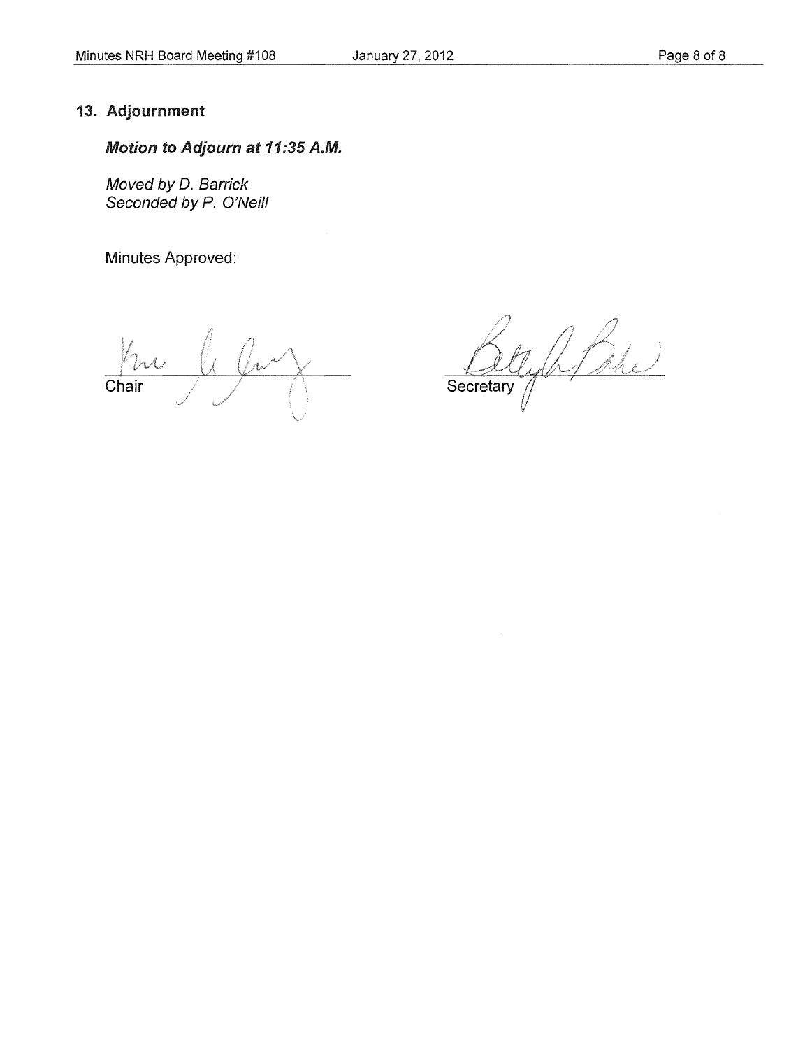## 13. Adjournment

***Motion to Adjourn at 11:35 A.M.***

*Moved by D. Barrick*
*Seconded by P. O'Neill*

Minutes Approved:

Chair

Secretary